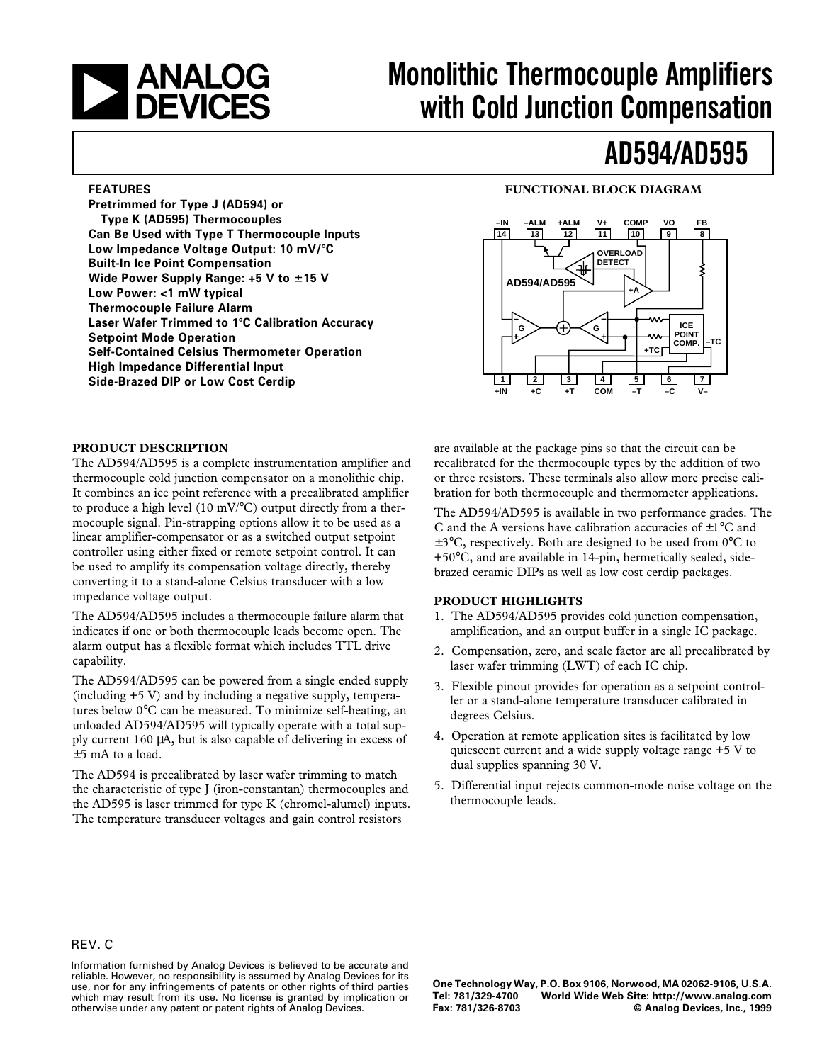# Monolithic Thermocouple Amplifiers with Cold Junction Compensation

# AD594/AD595

### FEATURES

**Pretrimmed for Type J (AD594) or Type K (AD595) Thermocouples**
**Can Be Used with Type T Thermocouple Inputs**
**Low Impedance Voltage Output: 10 mV/°C**
**Built-In Ice Point Compensation**
**Wide Power Supply Range: +5 V to ±15 V**
**Low Power: <1 mW typical**
**Thermocouple Failure Alarm**
**Laser Wafer Trimmed to 1°C Calibration Accuracy**
**Setpoint Mode Operation**
**Self-Contained Celsius Thermometer Operation**
**High Impedance Differential Input**
**Side-Brazed DIP or Low Cost Cerdip**

### FUNCTIONAL BLOCK DIAGRAM

### PRODUCT DESCRIPTION

The AD594/AD595 is a complete instrumentation amplifier and thermocouple cold junction compensator on a monolithic chip. It combines an ice point reference with a precalibrated amplifier to produce a high level (10 mV/°C) output directly from a thermocouple signal. Pin-strapping options allow it to be used as a linear amplifier-compensator or as a switched output setpoint controller using either fixed or remote setpoint control. It can be used to amplify its compensation voltage directly, thereby converting it to a stand-alone Celsius transducer with a low impedance voltage output.

The AD594/AD595 includes a thermocouple failure alarm that indicates if one or both thermocouple leads become open. The alarm output has a flexible format which includes TTL drive capability.

The AD594/AD595 can be powered from a single ended supply (including +5 V) and by including a negative supply, temperatures below 0°C can be measured. To minimize self-heating, an unloaded AD594/AD595 will typically operate with a total supply current 160 μA, but is also capable of delivering in excess of ±5 mA to a load.

The AD594 is precalibrated by laser wafer trimming to match the characteristic of type J (iron-constantan) thermocouples and the AD595 is laser trimmed for type K (chromel-alumel) inputs. The temperature transducer voltages and gain control resistors are available at the package pins so that the circuit can be recalibrated for the thermocouple types by the addition of two or three resistors. These terminals also allow more precise calibration for both thermocouple and thermometer applications.

The AD594/AD595 is available in two performance grades. The C and the A versions have calibration accuracies of ±1°C and ±3°C, respectively. Both are designed to be used from 0°C to +50°C, and are available in 14-pin, hermetically sealed, side-brazed ceramic DIPs as well as low cost cerdip packages.

### PRODUCT HIGHLIGHTS

1. The AD594/AD595 provides cold junction compensation, amplification, and an output buffer in a single IC package.
2. Compensation, zero, and scale factor are all precalibrated by laser wafer trimming (LWT) of each IC chip.
3. Flexible pinout provides for operation as a setpoint controller or a stand-alone temperature transducer calibrated in degrees Celsius.
4. Operation at remote application sites is facilitated by low quiescent current and a wide supply voltage range +5 V to dual supplies spanning 30 V.
5. Differential input rejects common-mode noise voltage on the thermocouple leads.

REV. C

Information furnished by Analog Devices is believed to be accurate and reliable. However, no responsibility is assumed by Analog Devices for its use, nor for any infringements of patents or other rights of third parties which may result from its use. No license is granted by implication or otherwise under any patent or patent rights of Analog Devices.

One Technology Way, P.O. Box 9106, Norwood, MA 02062-9106, U.S.A.
Tel: 781/329-4700 World Wide Web Site: http://www.analog.com
Fax: 781/326-8703 © Analog Devices, Inc., 1999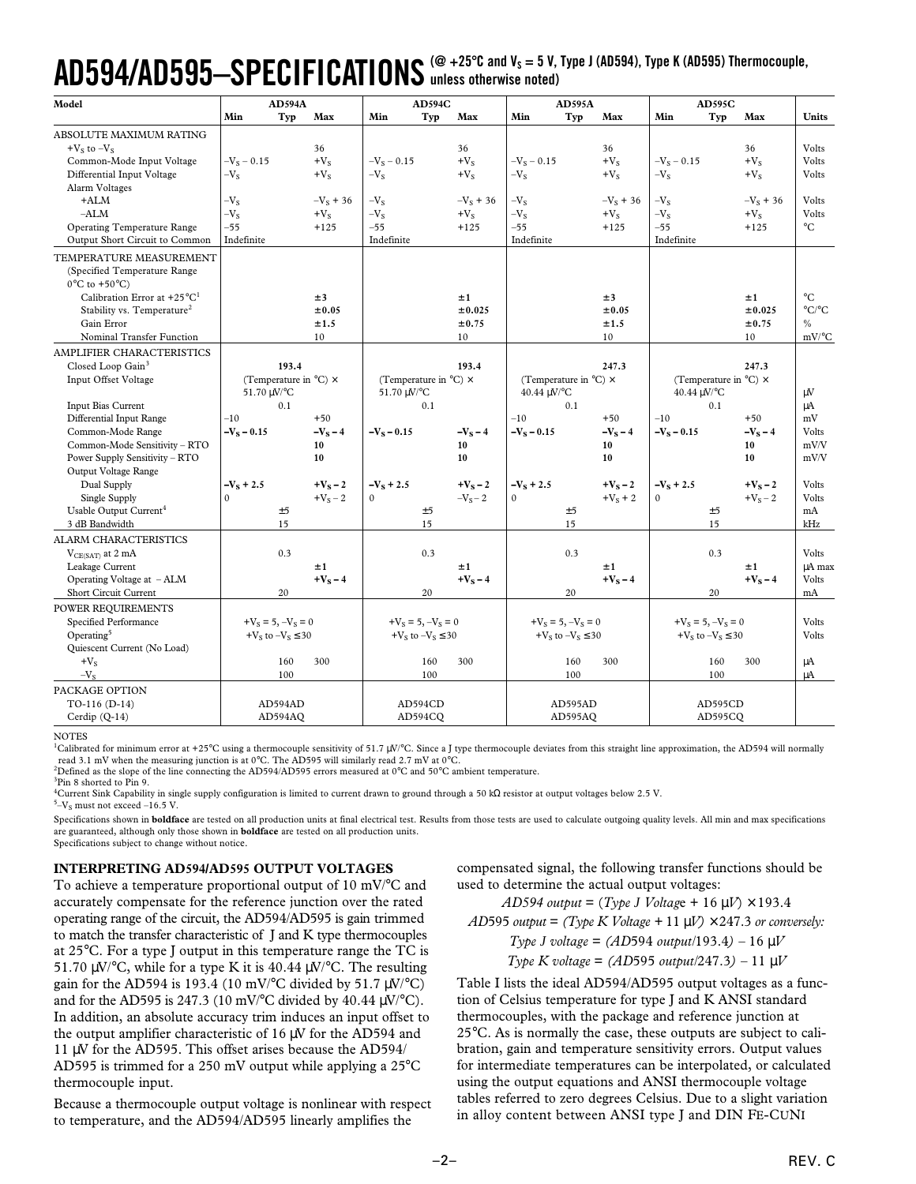# AD594/AD595–SPECIFICATIONS

(@ +25°C and $V_S$ = 5 V, Type J (AD594), Type K (AD595) Thermocouple, unless otherwise noted)

| Model | AD594A Min | AD594A Typ | AD594A Max | AD594C Min | AD594C Typ | AD594C Max | AD595A Min | AD595A Typ | AD595A Max | AD595C Min | AD595C Typ | AD595C Max | Units |
|---|---|---|---|---|---|---|---|---|---|---|---|---|---|
| ABSOLUTE MAXIMUM RATING | | | | | | | | | | | | | |
| $+V_S$ to $-V_S$ | | | 36 | | | 36 | | | 36 | | | 36 | Volts |
| Common-Mode Input Voltage | $-V_S - 0.15$ | | $+V_S$ | $-V_S - 0.15$ | | $+V_S$ | $-V_S - 0.15$ | | $+V_S$ | $-V_S - 0.15$ | | $+V_S$ | Volts |
| Differential Input Voltage | $-V_S$ | | $+V_S$ | $-V_S$ | | $+V_S$ | $-V_S$ | | $+V_S$ | $-V_S$ | | $+V_S$ | Volts |
| Alarm Voltages | | | | | | | | | | | | | |
| +ALM | $-V_S$ | | $-V_S + 36$ | $-V_S$ | | $-V_S + 36$ | $-V_S$ | | $-V_S + 36$ | $-V_S$ | | $-V_S + 36$ | Volts |
| –ALM | $-V_S$ | | $+V_S$ | $-V_S$ | | $+V_S$ | $-V_S$ | | $+V_S$ | $-V_S$ | | $+V_S$ | Volts |
| Operating Temperature Range | –55 | | +125 | –55 | | +125 | –55 | | +125 | –55 | | +125 | °C |
| Output Short Circuit to Common | Indefinite | | | Indefinite | | | Indefinite | | | Indefinite | | | |
| TEMPERATURE MEASUREMENT (Specified Temperature Range 0°C to +50°C) | | | | | | | | | | | | | |
| Calibration Error at +25°C[1] | | | **±3** | | | **±1** | | | **±3** | | | **±1** | °C |
| Stability vs. Temperature[2] | | | **±0.05** | | | **±0.025** | | | **±0.05** | | | **±0.025** | °C/°C |
| Gain Error | | | **±1.5** | | | **±0.75** | | | **±1.5** | | | **±0.75** | % |
| Nominal Transfer Function | | | 10 | | | 10 | | | 10 | | | 10 | mV/°C |
| AMPLIFIER CHARACTERISTICS | | | | | | | | | | | | | |
| Closed Loop Gain[3] | | **193.4** | | | **193.4** | | | **247.3** | | | **247.3** | | |
| Input Offset Voltage | | (Temperature in °C) × 51.70 μV/°C | | | (Temperature in °C) × 51.70 μV/°C | | | (Temperature in °C) × 40.44 μV/°C | | | (Temperature in °C) × 40.44 μV/°C | | μV |
| Input Bias Current | | 0.1 | | | 0.1 | | | 0.1 | | | 0.1 | | μA |
| Differential Input Range | –10 | | +50 | | | | –10 | | +50 | –10 | | +50 | mV |
| Common-Mode Range | **$-V_S - 0.15$** | | **$-V_S - 4$** | **$-V_S - 0.15$** | | **$-V_S - 4$** | **$-V_S - 0.15$** | | **$-V_S - 4$** | **$-V_S - 0.15$** | | **$-V_S - 4$** | Volts |
| Common-Mode Sensitivity – RTO | | | **10** | | | **10** | | | **10** | | | **10** | mV/V |
| Power Supply Sensitivity – RTO | | | **10** | | | **10** | | | **10** | | | **10** | mV/V |
| Output Voltage Range | | | | | | | | | | | | | |
| Dual Supply | **$-V_S + 2.5$** | | **$+V_S - 2$** | **$-V_S + 2.5$** | | **$+V_S - 2$** | **$-V_S + 2.5$** | | **$+V_S - 2$** | **$-V_S + 2.5$** | | **$+V_S - 2$** | Volts |
| Single Supply | 0 | | $+V_S - 2$ | 0 | | $-V_S - 2$ | 0 | | $+V_S + 2$ | 0 | | $+V_S - 2$ | Volts |
| Usable Output Current[4] | | ±5 | | | ±5 | | | ±5 | | | ±5 | | mA |
| 3 dB Bandwidth | | 15 | | | 15 | | | 15 | | | 15 | | kHz |
| ALARM CHARACTERISTICS | | | | | | | | | | | | | |
| $V_{CE(SAT)}$ at 2 mA | | 0.3 | | | 0.3 | | | 0.3 | | | 0.3 | | Volts |
| Leakage Current | | | **±1** | | | **±1** | | | **±1** | | | **±1** | μA max |
| Operating Voltage at – ALM | | | **$+V_S - 4$** | | | **$+V_S - 4$** | | | **$+V_S - 4$** | | | **$+V_S - 4$** | Volts |
| Short Circuit Current | | 20 | | | 20 | | | 20 | | | 20 | | mA |
| POWER REQUIREMENTS | | | | | | | | | | | | | |
| Specified Performance | | $+V_S = 5, -V_S = 0$ | | | $+V_S = 5, -V_S = 0$ | | | $+V_S = 5, -V_S = 0$ | | | $+V_S = 5, -V_S = 0$ | | Volts |
| Operating[5] | | $+V_S$ to $-V_S \leq 30$ | | | $+V_S$ to $-V_S \leq 30$ | | | $+V_S$ to $-V_S \leq 30$ | | | $+V_S$ to $-V_S \leq 30$ | | Volts |
| Quiescent Current (No Load) | | | | | | | | | | | | | |
| $+V_S$ | | 160 | 300 | | 160 | 300 | | 160 | 300 | | 160 | 300 | μA |
| $-V_S$ | | 100 | | | 100 | | | 100 | | | 100 | | μA |
| PACKAGE OPTION | | | | | | | | | | | | | |
| TO-116 (D-14) | | AD594AD | | | AD594CD | | | AD595AD | | | AD595CD | | |
| Cerdip (Q-14) | | AD594AQ | | | AD594CQ | | | AD595AQ | | | AD595CQ | | |

NOTES

[1] Calibrated for minimum error at +25°C using a thermocouple sensitivity of 51.7 μV/°C. Since a J type thermocouple deviates from this straight line approximation, the AD594 will normally read 3.1 mV when the measuring junction is at 0°C. The AD595 will similarly read 2.7 mV at 0°C.

[2] Defined as the slope of the line connecting the AD594/AD595 errors measured at 0°C and 50°C ambient temperature.

[3] Pin 8 shorted to Pin 9.

[4] Current Sink Capability in single supply configuration is limited to current drawn to ground through a 50 kΩ resistor at output voltages below 2.5 V.

[5] $-V_S$ must not exceed –16.5 V.

Specifications shown in **boldface** are tested on all production units at final electrical test. Results from those tests are used to calculate outgoing quality levels. All min and max specifications are guaranteed, although only those shown in **boldface** are tested on all production units.

Specifications subject to change without notice.

## INTERPRETING AD594/AD595 OUTPUT VOLTAGES

To achieve a temperature proportional output of 10 mV/°C and accurately compensate for the reference junction over the rated operating range of the circuit, the AD594/AD595 is gain trimmed to match the transfer characteristic of J and K type thermocouples at 25°C. For a type J output in this temperature range the TC is 51.70 μV/°C, while for a type K it is 40.44 μV/°C. The resulting gain for the AD594 is 193.4 (10 mV/°C divided by 51.7 μV/°C) and for the AD595 is 247.3 (10 mV/°C divided by 40.44 μV/°C). In addition, an absolute accuracy trim induces an input offset to the output amplifier characteristic of 16 μV for the AD594 and 11 μV for the AD595. This offset arises because the AD594/AD595 is trimmed for a 250 mV output while applying a 25°C thermocouple input.

Because a thermocouple output voltage is nonlinear with respect to temperature, and the AD594/AD595 linearly amplifies the compensated signal, the following transfer functions should be used to determine the actual output voltages:

*AD594 output* = (*Type J Voltage* + 16 μV) × 193.4

*AD595 output* = (*Type K Voltage* + 11 μV) × 247.3 *or conversely:*

*Type J voltage* = (*AD594 output*/193.4) – 16 μV

*Type K voltage* = (*AD595 output*/247.3) – 11 μV

Table I lists the ideal AD594/AD595 output voltages as a function of Celsius temperature for type J and K ANSI standard thermocouples, with the package and reference junction at 25°C. As is normally the case, these outputs are subject to calibration, gain and temperature sensitivity errors. Output values for intermediate temperatures can be interpolated, or calculated using the output equations and ANSI thermocouple voltage tables referred to zero degrees Celsius. Due to a slight variation in alloy content between ANSI type J and DIN FE-CUNI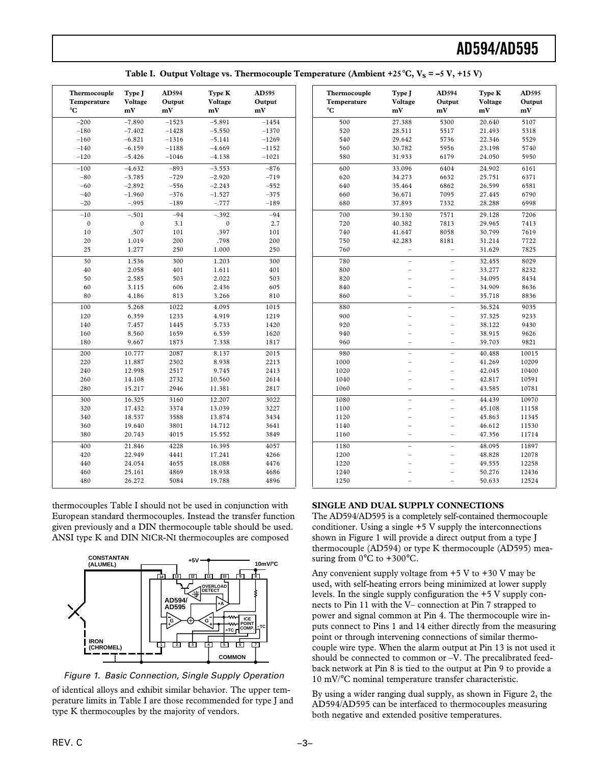**Table I. Output Voltage vs. Thermocouple Temperature (Ambient +25°C, $V_S$ = –5 V, +15 V)**

| Thermocouple Temperature °C | Type J Voltage mV | AD594 Output mV | Type K Voltage mV | AD595 Output mV |
|---|---|---|---|---|
| –200 | –7.890 | –1523 | –5.891 | –1454 |
| –180 | –7.402 | –1428 | –5.550 | –1370 |
| –160 | –6.821 | –1316 | –5.141 | –1269 |
| –140 | –6.159 | –1188 | –4.669 | –1152 |
| –120 | –5.426 | –1046 | –4.138 | –1021 |
| –100 | –4.632 | –893 | –3.553 | –876 |
| –80 | –3.785 | –729 | –2.920 | –719 |
| –60 | –2.892 | –556 | –2.243 | –552 |
| –40 | –1.960 | –376 | –1.527 | –375 |
| –20 | –.995 | –189 | –.777 | –189 |
| –10 | –.501 | –94 | –.392 | –94 |
| 0 | 0 | 3.1 | 0 | 2.7 |
| 10 | .507 | 101 | .397 | 101 |
| 20 | 1.019 | 200 | .798 | 200 |
| 25 | 1.277 | 250 | 1.000 | 250 |
| 30 | 1.536 | 300 | 1.203 | 300 |
| 40 | 2.058 | 401 | 1.611 | 401 |
| 50 | 2.585 | 503 | 2.022 | 503 |
| 60 | 3.115 | 606 | 2.436 | 605 |
| 80 | 4.186 | 813 | 3.266 | 810 |
| 100 | 5.268 | 1022 | 4.095 | 1015 |
| 120 | 6.359 | 1233 | 4.919 | 1219 |
| 140 | 7.457 | 1445 | 5.733 | 1420 |
| 160 | 8.560 | 1659 | 6.539 | 1620 |
| 180 | 9.667 | 1873 | 7.338 | 1817 |
| 200 | 10.777 | 2087 | 8.137 | 2015 |
| 220 | 11.887 | 2302 | 8.938 | 2213 |
| 240 | 12.998 | 2517 | 9.745 | 2413 |
| 260 | 14.108 | 2732 | 10.560 | 2614 |
| 280 | 15.217 | 2946 | 11.381 | 2817 |
| 300 | 16.325 | 3160 | 12.207 | 3022 |
| 320 | 17.432 | 3374 | 13.039 | 3227 |
| 340 | 18.537 | 3588 | 13.874 | 3434 |
| 360 | 19.640 | 3801 | 14.712 | 3641 |
| 380 | 20.743 | 4015 | 15.552 | 3849 |
| 400 | 21.846 | 4228 | 16.395 | 4057 |
| 420 | 22.949 | 4441 | 17.241 | 4266 |
| 440 | 24.054 | 4655 | 18.088 | 4476 |
| 460 | 25.161 | 4869 | 18.938 | 4686 |
| 480 | 26.272 | 5084 | 19.788 | 4896 |
| 500 | 27.388 | 5300 | 20.640 | 5107 |
| 520 | 28.511 | 5517 | 21.493 | 5318 |
| 540 | 29.642 | 5736 | 22.346 | 5529 |
| 560 | 30.782 | 5956 | 23.198 | 5740 |
| 580 | 31.933 | 6179 | 24.050 | 5950 |
| 600 | 33.096 | 6404 | 24.902 | 6161 |
| 620 | 34.273 | 6632 | 25.751 | 6371 |
| 640 | 35.464 | 6862 | 26.599 | 6581 |
| 660 | 36.671 | 7095 | 27.445 | 6790 |
| 680 | 37.893 | 7332 | 28.288 | 6998 |
| 700 | 39.130 | 7571 | 29.128 | 7206 |
| 720 | 40.382 | 7813 | 29.965 | 7413 |
| 740 | 41.647 | 8058 | 30.799 | 7619 |
| 750 | 42.283 | 8181 | 31.214 | 7722 |
| 760 | – | – | 31.629 | 7825 |
| 780 | – | – | 32.455 | 8029 |
| 800 | – | – | 33.277 | 8232 |
| 820 | – | – | 34.095 | 8434 |
| 840 | – | – | 34.909 | 8636 |
| 860 | – | – | 35.718 | 8836 |
| 880 | – | – | 36.524 | 9035 |
| 900 | – | – | 37.325 | 9233 |
| 920 | – | – | 38.122 | 9430 |
| 940 | – | – | 38.915 | 9626 |
| 960 | – | – | 39.703 | 9821 |
| 980 | – | – | 40.488 | 10015 |
| 1000 | – | – | 41.269 | 10209 |
| 1020 | – | – | 42.045 | 10400 |
| 1040 | – | – | 42.817 | 10591 |
| 1060 | – | – | 43.585 | 10781 |
| 1080 | – | – | 44.439 | 10970 |
| 1100 | – | – | 45.108 | 11158 |
| 1120 | – | – | 45.863 | 11345 |
| 1140 | – | – | 46.612 | 11530 |
| 1160 | – | – | 47.356 | 11714 |
| 1180 | – | – | 48.095 | 11897 |
| 1200 | – | – | 48.828 | 12078 |
| 1220 | – | – | 49.555 | 12258 |
| 1240 | – | – | 50.276 | 12436 |
| 1250 | – | – | 50.633 | 12524 |

thermocouples Table I should not be used in conjunction with European standard thermocouples. Instead the transfer function given previously and a DIN thermocouple table should be used. ANSI type K and DIN NiCr-Ni thermocouples are composed of identical alloys and exhibit similar behavior. The upper temperature limits in Table I are those recommended for type J and type K thermocouples by the majority of vendors.

*Figure 1. Basic Connection, Single Supply Operation*

## SINGLE AND DUAL SUPPLY CONNECTIONS

The AD594/AD595 is a completely self-contained thermocouple conditioner. Using a single +5 V supply the interconnections shown in Figure 1 will provide a direct output from a type J thermocouple (AD594) or type K thermocouple (AD595) measuring from 0°C to +300°C.

Any convenient supply voltage from +5 V to +30 V may be used, with self-heating errors being minimized at lower supply levels. In the single supply configuration the +5 V supply connects to Pin 11 with the V– connection at Pin 7 strapped to power and signal common at Pin 4. The thermocouple wire inputs connect to Pins 1 and 14 either directly from the measuring point or through intervening connections of similar thermocouple wire type. When the alarm output at Pin 13 is not used it should be connected to common or –V. The precalibrated feedback network at Pin 8 is tied to the output at Pin 9 to provide a 10 mV/°C nominal temperature transfer characteristic.

By using a wider ranging dual supply, as shown in Figure 2, the AD594/AD595 can be interfaced to thermocouples measuring both negative and extended positive temperatures.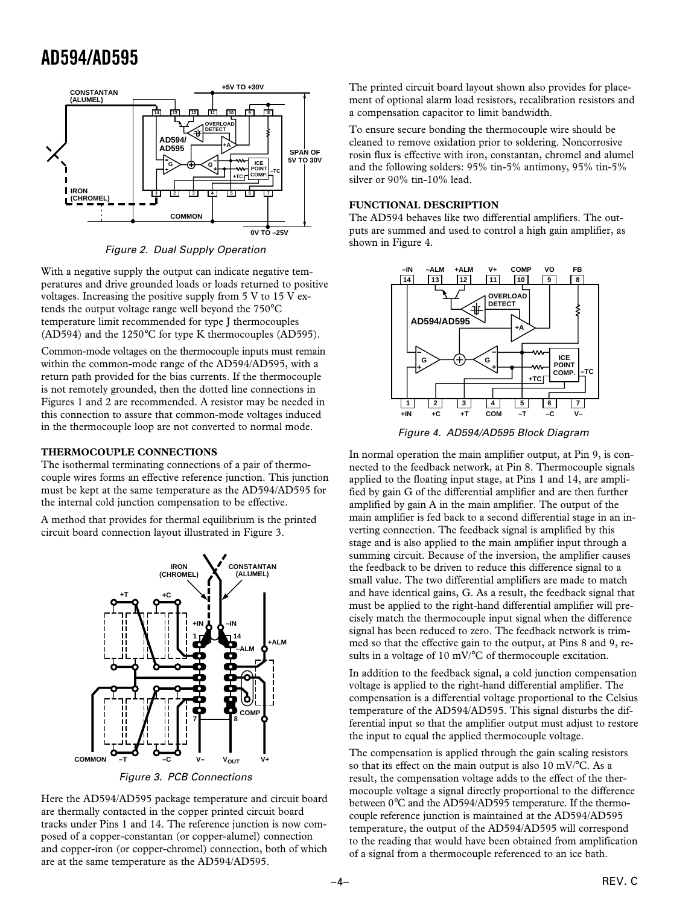Figure 2. Dual Supply Operation

With a negative supply the output can indicate negative temperatures and drive grounded loads or loads returned to positive voltages. Increasing the positive supply from 5 V to 15 V extends the output voltage range well beyond the 750°C temperature limit recommended for type J thermocouples (AD594) and the 1250°C for type K thermocouples (AD595).

Common-mode voltages on the thermocouple inputs must remain within the common-mode range of the AD594/AD595, with a return path provided for the bias currents. If the thermocouple is not remotely grounded, then the dotted line connections in Figures 1 and 2 are recommended. A resistor may be needed in this connection to assure that common-mode voltages induced in the thermocouple loop are not converted to normal mode.

### THERMOCOUPLE CONNECTIONS

The isothermal terminating connections of a pair of thermocouple wires forms an effective reference junction. This junction must be kept at the same temperature as the AD594/AD595 for the internal cold junction compensation to be effective.

A method that provides for thermal equilibrium is the printed circuit board connection layout illustrated in Figure 3.

Figure 3. PCB Connections

Here the AD594/AD595 package temperature and circuit board are thermally contacted in the copper printed circuit board tracks under Pins 1 and 14. The reference junction is now composed of a copper-constantan (or copper-alumel) connection and copper-iron (or copper-chromel) connection, both of which are at the same temperature as the AD594/AD595.

The printed circuit board layout shown also provides for placement of optional alarm load resistors, recalibration resistors and a compensation capacitor to limit bandwidth.

To ensure secure bonding the thermocouple wire should be cleaned to remove oxidation prior to soldering. Noncorrosive rosin flux is effective with iron, constantan, chromel and alumel and the following solders: 95% tin-5% antimony, 95% tin-5% silver or 90% tin-10% lead.

### FUNCTIONAL DESCRIPTION

The AD594 behaves like two differential amplifiers. The outputs are summed and used to control a high gain amplifier, as shown in Figure 4.

Figure 4. AD594/AD595 Block Diagram

In normal operation the main amplifier output, at Pin 9, is connected to the feedback network, at Pin 8. Thermocouple signals applied to the floating input stage, at Pins 1 and 14, are amplified by gain G of the differential amplifier and are then further amplified by gain A in the main amplifier. The output of the main amplifier is fed back to a second differential stage in an inverting connection. The feedback signal is amplified by this stage and is also applied to the main amplifier input through a summing circuit. Because of the inversion, the amplifier causes the feedback to be driven to reduce this difference signal to a small value. The two differential amplifiers are made to match and have identical gains, G. As a result, the feedback signal that must be applied to the right-hand differential amplifier will precisely match the thermocouple input signal when the difference signal has been reduced to zero. The feedback network is trimmed so that the effective gain to the output, at Pins 8 and 9, results in a voltage of 10 mV/°C of thermocouple excitation.

In addition to the feedback signal, a cold junction compensation voltage is applied to the right-hand differential amplifier. The compensation is a differential voltage proportional to the Celsius temperature of the AD594/AD595. This signal disturbs the differential input so that the amplifier output must adjust to restore the input to equal the applied thermocouple voltage.

The compensation is applied through the gain scaling resistors so that its effect on the main output is also 10 mV/°C. As a result, the compensation voltage adds to the effect of the thermocouple voltage a signal directly proportional to the difference between 0°C and the AD594/AD595 temperature. If the thermocouple reference junction is maintained at the AD594/AD595 temperature, the output of the AD594/AD595 will correspond to the reading that would have been obtained from amplification of a signal from a thermocouple referenced to an ice bath.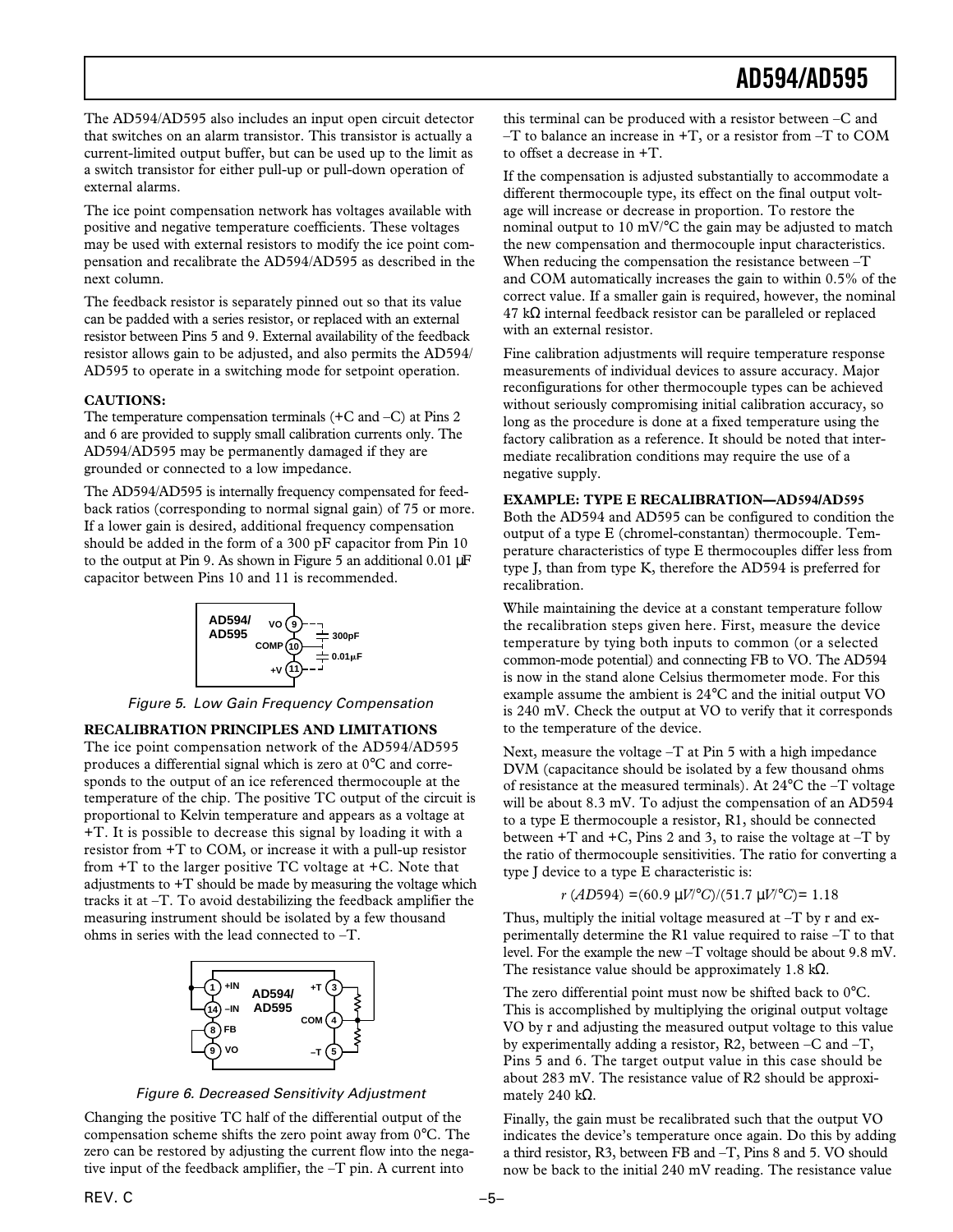The AD594/AD595 also includes an input open circuit detector that switches on an alarm transistor. This transistor is actually a current-limited output buffer, but can be used up to the limit as a switch transistor for either pull-up or pull-down operation of external alarms.

The ice point compensation network has voltages available with positive and negative temperature coefficients. These voltages may be used with external resistors to modify the ice point compensation and recalibrate the AD594/AD595 as described in the next column.

The feedback resistor is separately pinned out so that its value can be padded with a series resistor, or replaced with an external resistor between Pins 5 and 9. External availability of the feedback resistor allows gain to be adjusted, and also permits the AD594/AD595 to operate in a switching mode for setpoint operation.

**CAUTIONS:**

The temperature compensation terminals (+C and –C) at Pins 2 and 6 are provided to supply small calibration currents only. The AD594/AD595 may be permanently damaged if they are grounded or connected to a low impedance.

The AD594/AD595 is internally frequency compensated for feedback ratios (corresponding to normal signal gain) of 75 or more. If a lower gain is desired, additional frequency compensation should be added in the form of a 300 pF capacitor from Pin 10 to the output at Pin 9. As shown in Figure 5 an additional 0.01 μF capacitor between Pins 10 and 11 is recommended.

*Figure 5. Low Gain Frequency Compensation*

**RECALIBRATION PRINCIPLES AND LIMITATIONS**

The ice point compensation network of the AD594/AD595 produces a differential signal which is zero at 0°C and corresponds to the output of an ice referenced thermocouple at the temperature of the chip. The positive TC output of the circuit is proportional to Kelvin temperature and appears as a voltage at +T. It is possible to decrease this signal by loading it with a resistor from +T to COM, or increase it with a pull-up resistor from +T to the larger positive TC voltage at +C. Note that adjustments to +T should be made by measuring the voltage which tracks it at –T. To avoid destabilizing the feedback amplifier the measuring instrument should be isolated by a few thousand ohms in series with the lead connected to –T.

*Figure 6. Decreased Sensitivity Adjustment*

Changing the positive TC half of the differential output of the compensation scheme shifts the zero point away from 0°C. The zero can be restored by adjusting the current flow into the negative input of the feedback amplifier, the –T pin. A current into this terminal can be produced with a resistor between –C and –T to balance an increase in +T, or a resistor from –T to COM to offset a decrease in +T.

If the compensation is adjusted substantially to accommodate a different thermocouple type, its effect on the final output voltage will increase or decrease in proportion. To restore the nominal output to 10 mV/°C the gain may be adjusted to match the new compensation and thermocouple input characteristics. When reducing the compensation the resistance between –T and COM automatically increases the gain to within 0.5% of the correct value. If a smaller gain is required, however, the nominal 47 kΩ internal feedback resistor can be paralleled or replaced with an external resistor.

Fine calibration adjustments will require temperature response measurements of individual devices to assure accuracy. Major reconfigurations for other thermocouple types can be achieved without seriously compromising initial calibration accuracy, so long as the procedure is done at a fixed temperature using the factory calibration as a reference. It should be noted that intermediate recalibration conditions may require the use of a negative supply.

**EXAMPLE: TYPE E RECALIBRATION—AD594/AD595**

Both the AD594 and AD595 can be configured to condition the output of a type E (chromel-constantan) thermocouple. Temperature characteristics of type E thermocouples differ less from type J, than from type K, therefore the AD594 is preferred for recalibration.

While maintaining the device at a constant temperature follow the recalibration steps given here. First, measure the device temperature by tying both inputs to common (or a selected common-mode potential) and connecting FB to VO. The AD594 is now in the stand alone Celsius thermometer mode. For this example assume the ambient is 24°C and the initial output VO is 240 mV. Check the output at VO to verify that it corresponds to the temperature of the device.

Next, measure the voltage –T at Pin 5 with a high impedance DVM (capacitance should be isolated by a few thousand ohms of resistance at the measured terminals). At 24°C the –T voltage will be about 8.3 mV. To adjust the compensation of an AD594 to a type E thermocouple a resistor, R1, should be connected between +T and +C, Pins 2 and 3, to raise the voltage at –T by the ratio of thermocouple sensitivities. The ratio for converting a type J device to a type E characteristic is:

$$r\,(AD594) = (60.9\ \mu V/°C)/(51.7\ \mu V/°C) = 1.18$$

Thus, multiply the initial voltage measured at –T by r and experimentally determine the R1 value required to raise –T to that level. For the example the new –T voltage should be about 9.8 mV. The resistance value should be approximately 1.8 kΩ.

The zero differential point must now be shifted back to 0°C. This is accomplished by multiplying the original output voltage VO by r and adjusting the measured output voltage to this value by experimentally adding a resistor, R2, between –C and –T, Pins 5 and 6. The target output value in this case should be about 283 mV. The resistance value of R2 should be approximately 240 kΩ.

Finally, the gain must be recalibrated such that the output VO indicates the device's temperature once again. Do this by adding a third resistor, R3, between FB and –T, Pins 8 and 5. VO should now be back to the initial 240 mV reading. The resistance value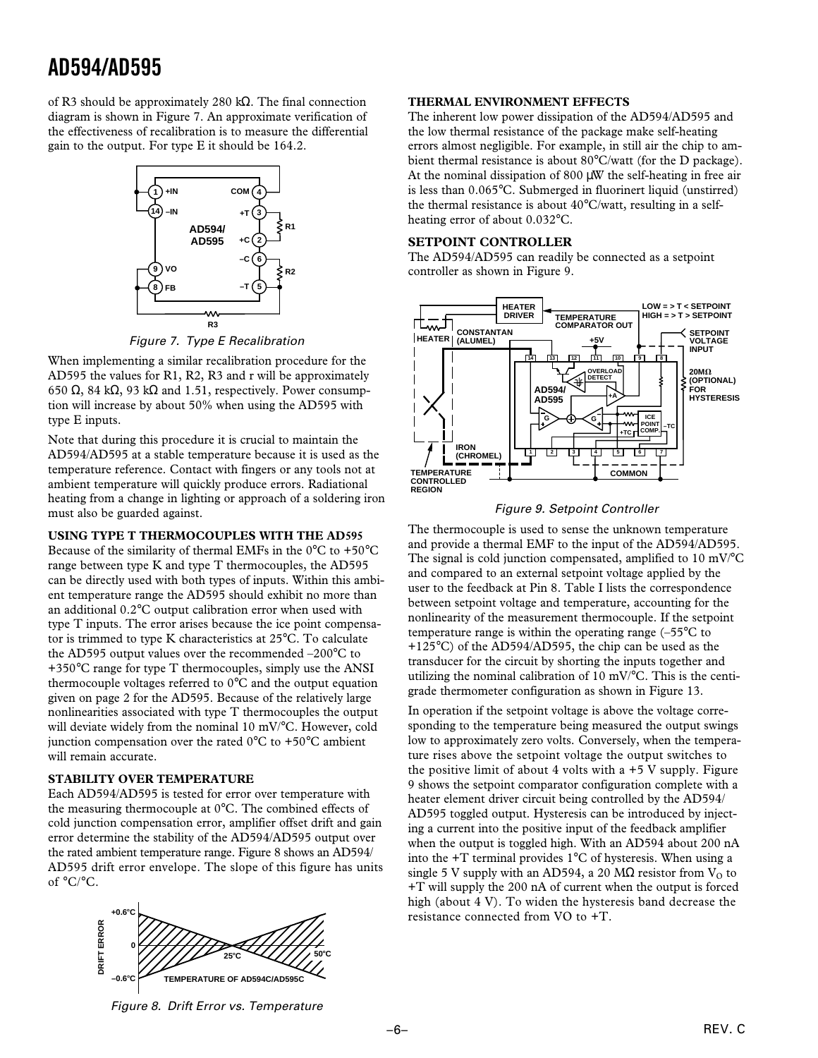of R3 should be approximately 280 kΩ. The final connection diagram is shown in Figure 7. An approximate verification of the effectiveness of recalibration is to measure the differential gain to the output. For type E it should be 164.2.

*Figure 7. Type E Recalibration*

When implementing a similar recalibration procedure for the AD595 the values for R1, R2, R3 and r will be approximately 650 Ω, 84 kΩ, 93 kΩ and 1.51, respectively. Power consumption will increase by about 50% when using the AD595 with type E inputs.

Note that during this procedure it is crucial to maintain the AD594/AD595 at a stable temperature because it is used as the temperature reference. Contact with fingers or any tools not at ambient temperature will quickly produce errors. Radiational heating from a change in lighting or approach of a soldering iron must also be guarded against.

### USING TYPE T THERMOCOUPLES WITH THE AD595

Because of the similarity of thermal EMFs in the 0°C to +50°C range between type K and type T thermocouples, the AD595 can be directly used with both types of inputs. Within this ambient temperature range the AD595 should exhibit no more than an additional 0.2°C output calibration error when used with type T inputs. The error arises because the ice point compensator is trimmed to type K characteristics at 25°C. To calculate the AD595 output values over the recommended –200°C to +350°C range for type T thermocouples, simply use the ANSI thermocouple voltages referred to 0°C and the output equation given on page 2 for the AD595. Because of the relatively large nonlinearities associated with type T thermocouples the output will deviate widely from the nominal 10 mV/°C. However, cold junction compensation over the rated 0°C to +50°C ambient will remain accurate.

### STABILITY OVER TEMPERATURE

Each AD594/AD595 is tested for error over temperature with the measuring thermocouple at 0°C. The combined effects of cold junction compensation error, amplifier offset drift and gain error determine the stability of the AD594/AD595 output over the rated ambient temperature range. Figure 8 shows an AD594/AD595 drift error envelope. The slope of this figure has units of °C/°C.

*Figure 8. Drift Error vs. Temperature*

### THERMAL ENVIRONMENT EFFECTS

The inherent low power dissipation of the AD594/AD595 and the low thermal resistance of the package make self-heating errors almost negligible. For example, in still air the chip to ambient thermal resistance is about 80°C/watt (for the D package). At the nominal dissipation of 800 μW the self-heating in free air is less than 0.065°C. Submerged in fluorinert liquid (unstirred) the thermal resistance is about 40°C/watt, resulting in a self-heating error of about 0.032°C.

### SETPOINT CONTROLLER

The AD594/AD595 can readily be connected as a setpoint controller as shown in Figure 9.

*Figure 9. Setpoint Controller*

The thermocouple is used to sense the unknown temperature and provide a thermal EMF to the input of the AD594/AD595. The signal is cold junction compensated, amplified to 10 mV/°C and compared to an external setpoint voltage applied by the user to the feedback at Pin 8. Table I lists the correspondence between setpoint voltage and temperature, accounting for the nonlinearity of the measurement thermocouple. If the setpoint temperature range is within the operating range (–55°C to +125°C) of the AD594/AD595, the chip can be used as the transducer for the circuit by shorting the inputs together and utilizing the nominal calibration of 10 mV/°C. This is the centigrade thermometer configuration as shown in Figure 13.

In operation if the setpoint voltage is above the voltage corresponding to the temperature being measured the output swings low to approximately zero volts. Conversely, when the temperature rises above the setpoint voltage the output switches to the positive limit of about 4 volts with a +5 V supply. Figure 9 shows the setpoint comparator configuration complete with a heater element driver circuit being controlled by the AD594/AD595 toggled output. Hysteresis can be introduced by injecting a current into the positive input of the feedback amplifier when the output is toggled high. With an AD594 about 200 nA into the +T terminal provides 1°C of hysteresis. When using a single 5 V supply with an AD594, a 20 MΩ resistor from $V_O$ to +T will supply the 200 nA of current when the output is forced high (about 4 V). To widen the hysteresis band decrease the resistance connected from VO to +T.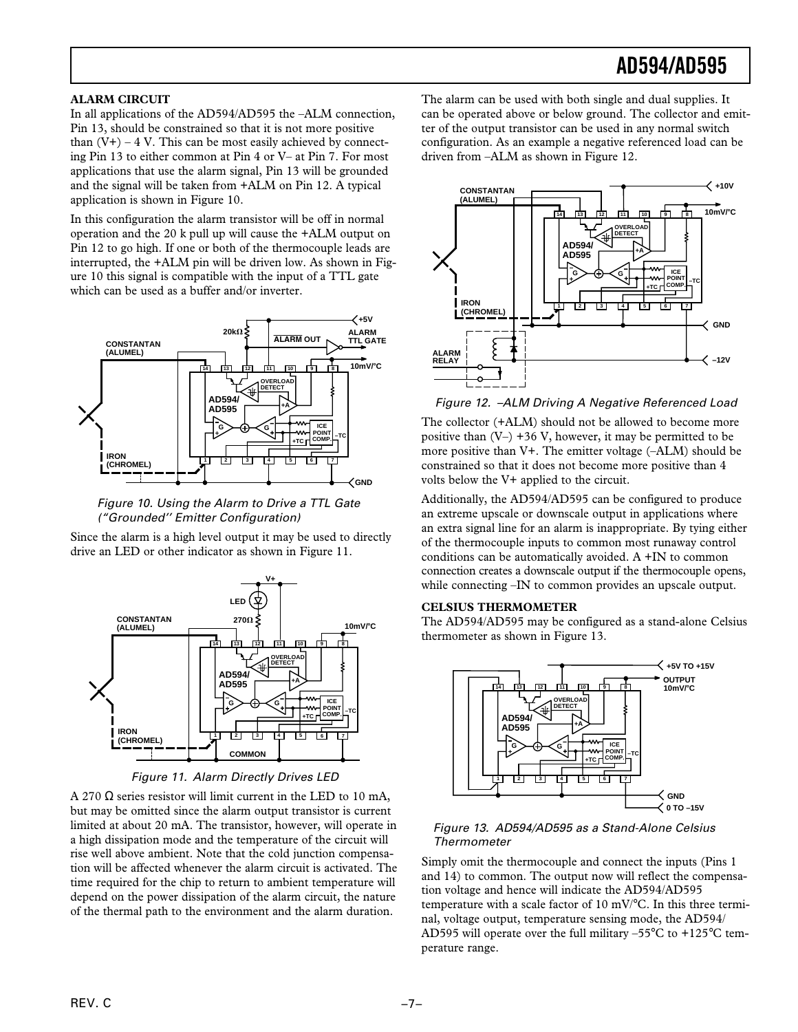**ALARM CIRCUIT**

In all applications of the AD594/AD595 the –ALM connection, Pin 13, should be constrained so that it is not more positive than (V+) – 4 V. This can be most easily achieved by connecting Pin 13 to either common at Pin 4 or V– at Pin 7. For most applications that use the alarm signal, Pin 13 will be grounded and the signal will be taken from +ALM on Pin 12. A typical application is shown in Figure 10.

In this configuration the alarm transistor will be off in normal operation and the 20 k pull up will cause the +ALM output on Pin 12 to go high. If one or both of the thermocouple leads are interrupted, the +ALM pin will be driven low. As shown in Figure 10 this signal is compatible with the input of a TTL gate which can be used as a buffer and/or inverter.

*Figure 10. Using the Alarm to Drive a TTL Gate ("Grounded" Emitter Configuration)*

Since the alarm is a high level output it may be used to directly drive an LED or other indicator as shown in Figure 11.

*Figure 11. Alarm Directly Drives LED*

A 270 Ω series resistor will limit current in the LED to 10 mA, but may be omitted since the alarm output transistor is current limited at about 20 mA. The transistor, however, will operate in a high dissipation mode and the temperature of the circuit will rise well above ambient. Note that the cold junction compensation will be affected whenever the alarm circuit is activated. The time required for the chip to return to ambient temperature will depend on the power dissipation of the alarm circuit, the nature of the thermal path to the environment and the alarm duration.

The alarm can be used with both single and dual supplies. It can be operated above or below ground. The collector and emitter of the output transistor can be used in any normal switch configuration. As an example a negative referenced load can be driven from –ALM as shown in Figure 12.

*Figure 12. –ALM Driving A Negative Referenced Load*

The collector (+ALM) should not be allowed to become more positive than (V–) +36 V, however, it may be permitted to be more positive than V+. The emitter voltage (–ALM) should be constrained so that it does not become more positive than 4 volts below the V+ applied to the circuit.

Additionally, the AD594/AD595 can be configured to produce an extreme upscale or downscale output in applications where an extra signal line for an alarm is inappropriate. By tying either of the thermocouple inputs to common most runaway control conditions can be automatically avoided. A +IN to common connection creates a downscale output if the thermocouple opens, while connecting –IN to common provides an upscale output.

**CELSIUS THERMOMETER**

The AD594/AD595 may be configured as a stand-alone Celsius thermometer as shown in Figure 13.

*Figure 13. AD594/AD595 as a Stand-Alone Celsius Thermometer*

Simply omit the thermocouple and connect the inputs (Pins 1 and 14) to common. The output now will reflect the compensation voltage and hence will indicate the AD594/AD595 temperature with a scale factor of 10 mV/°C. In this three terminal, voltage output, temperature sensing mode, the AD594/AD595 will operate over the full military –55°C to +125°C temperature range.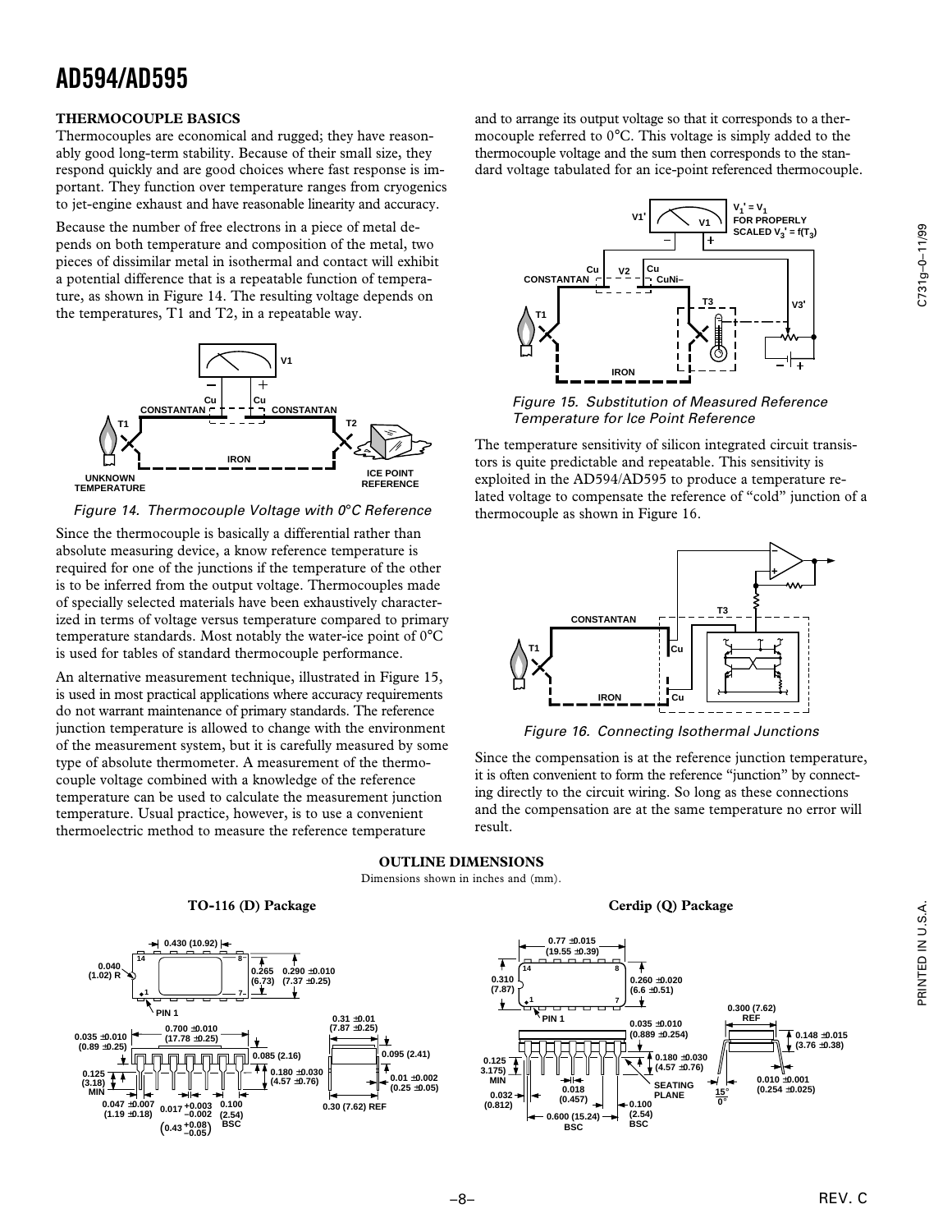## THERMOCOUPLE BASICS

Thermocouples are economical and rugged; they have reasonably good long-term stability. Because of their small size, they respond quickly and are good choices where fast response is important. They function over temperature ranges from cryogenics to jet-engine exhaust and have reasonable linearity and accuracy.

Because the number of free electrons in a piece of metal depends on both temperature and composition of the metal, two pieces of dissimilar metal in isothermal and contact will exhibit a potential difference that is a repeatable function of temperature, as shown in Figure 14. The resulting voltage depends on the temperatures, T1 and T2, in a repeatable way.

V1
Cu
Cu
CONSTANTAN
CONSTANTAN
T1
T2
IRON
UNKNOWN TEMPERATURE
ICE POINT REFERENCE

*Figure 14. Thermocouple Voltage with 0°C Reference*

Since the thermocouple is basically a differential rather than absolute measuring device, a know reference temperature is required for one of the junctions if the temperature of the other is to be inferred from the output voltage. Thermocouples made of specially selected materials have been exhaustively characterized in terms of voltage versus temperature compared to primary temperature standards. Most notably the water-ice point of 0°C is used for tables of standard thermocouple performance.

An alternative measurement technique, illustrated in Figure 15, is used in most practical applications where accuracy requirements do not warrant maintenance of primary standards. The reference junction temperature is allowed to change with the environment of the measurement system, but it is carefully measured by some type of absolute thermometer. A measurement of the thermocouple voltage combined with a knowledge of the reference temperature can be used to calculate the measurement junction temperature. Usual practice, however, is to use a convenient thermoelectric method to measure the reference temperature and to arrange its output voltage so that it corresponds to a thermocouple referred to 0°C. This voltage is simply added to the thermocouple voltage and the sum then corresponds to the standard voltage tabulated for an ice-point referenced thermocouple.

V1'
V1
$V_1' = V_1$ FOR PROPERLY SCALED $V_3' = f(T_3)$
Cu
V2
Cu
CONSTANTAN
CuNi–
T3
V3'
T1
IRON

*Figure 15. Substitution of Measured Reference Temperature for Ice Point Reference*

The temperature sensitivity of silicon integrated circuit transistors is quite predictable and repeatable. This sensitivity is exploited in the AD594/AD595 to produce a temperature related voltage to compensate the reference of "cold" junction of a thermocouple as shown in Figure 16.

T3
CONSTANTAN
Cu
T1
IRON
Cu

*Figure 16. Connecting Isothermal Junctions*

Since the compensation is at the reference junction temperature, it is often convenient to form the reference "junction" by connecting directly to the circuit wiring. So long as these connections and the compensation are at the same temperature no error will result.

## OUTLINE DIMENSIONS

Dimensions shown in inches and (mm).

### TO-116 (D) Package

0.430 (10.92)
0.040 (1.02) R
14
8
1
7
0.265 (6.73)
0.290 ±0.010 (7.37 ±0.25)
PIN 1
0.035 ±0.010 (0.89 ±0.25)
0.700 ±0.010 (17.78 ±0.25)
0.085 (2.16)
0.125 (3.18) MIN
0.180 ±0.030 (4.57 ±0.76)
0.047 ±0.007 (1.19 ±0.18)
0.017 +0.003 −0.002 (0.43 +0.08 −0.05)
0.100 (2.54) BSC
0.31 ±0.01 (7.87 ±0.25)
0.095 (2.41)
0.01 ±0.002 (0.25 ±0.05)
0.30 (7.62) REF

### Cerdip (Q) Package

0.77 ±0.015 (19.55 ±0.39)
14
8
1
7
0.310 (7.87)
0.260 ±0.020 (6.6 ±0.51)
PIN 1
0.035 ±0.010 (0.889 ±0.254)
0.300 (7.62) REF
0.148 ±0.015 (3.76 ±0.38)
0.125 3.175) MIN
0.180 ±0.030 (4.57 ±0.76)
0.032 (0.812)
0.018 (0.457)
SEATING PLANE
0.010 ±0.001 (0.254 ±0.025)
15° 0°
0.600 (15.24) BSC
0.100 (2.54) BSC